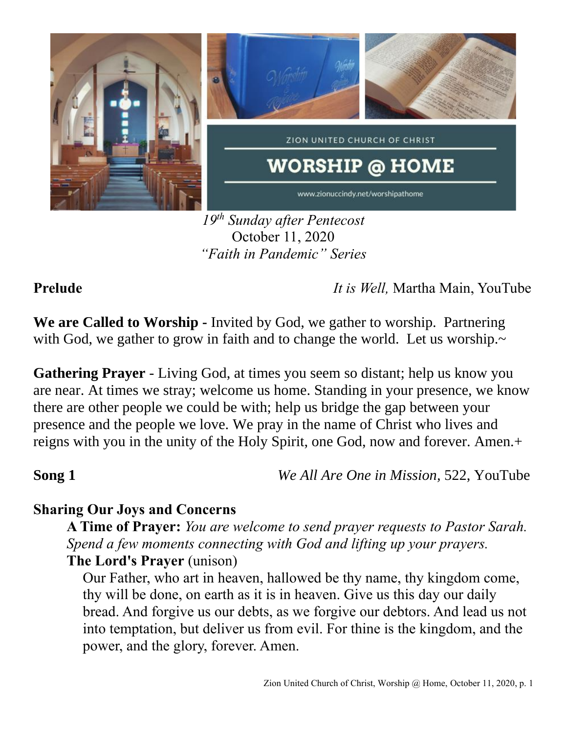ZION UNITED CHURCH OF CHRIST

# WORSHIP @ HOME

www.zionuccindy.net/worshipathome

*19th Sunday after Pentecost*
October 11, 2020
*"Faith in Pandemic" Series*

**Prelude** *It is Well,* Martha Main, YouTube

**We are Called to Worship -** Invited by God, we gather to worship. Partnering with God, we gather to grow in faith and to change the world. Let us worship.~

**Gathering Prayer** - Living God, at times you seem so distant; help us know you are near. At times we stray; welcome us home. Standing in your presence, we know there are other people we could be with; help us bridge the gap between your presence and the people we love. We pray in the name of Christ who lives and reigns with you in the unity of the Holy Spirit, one God, now and forever. Amen.+

**Song 1** *We All Are One in Mission*, 522, YouTube

**Sharing Our Joys and Concerns**

**A Time of Prayer:** *You are welcome to send prayer requests to Pastor Sarah. Spend a few moments connecting with God and lifting up your prayers.*

**The Lord's Prayer** (unison)

Our Father, who art in heaven, hallowed be thy name, thy kingdom come, thy will be done, on earth as it is in heaven. Give us this day our daily bread. And forgive us our debts, as we forgive our debtors. And lead us not into temptation, but deliver us from evil. For thine is the kingdom, and the power, and the glory, forever. Amen.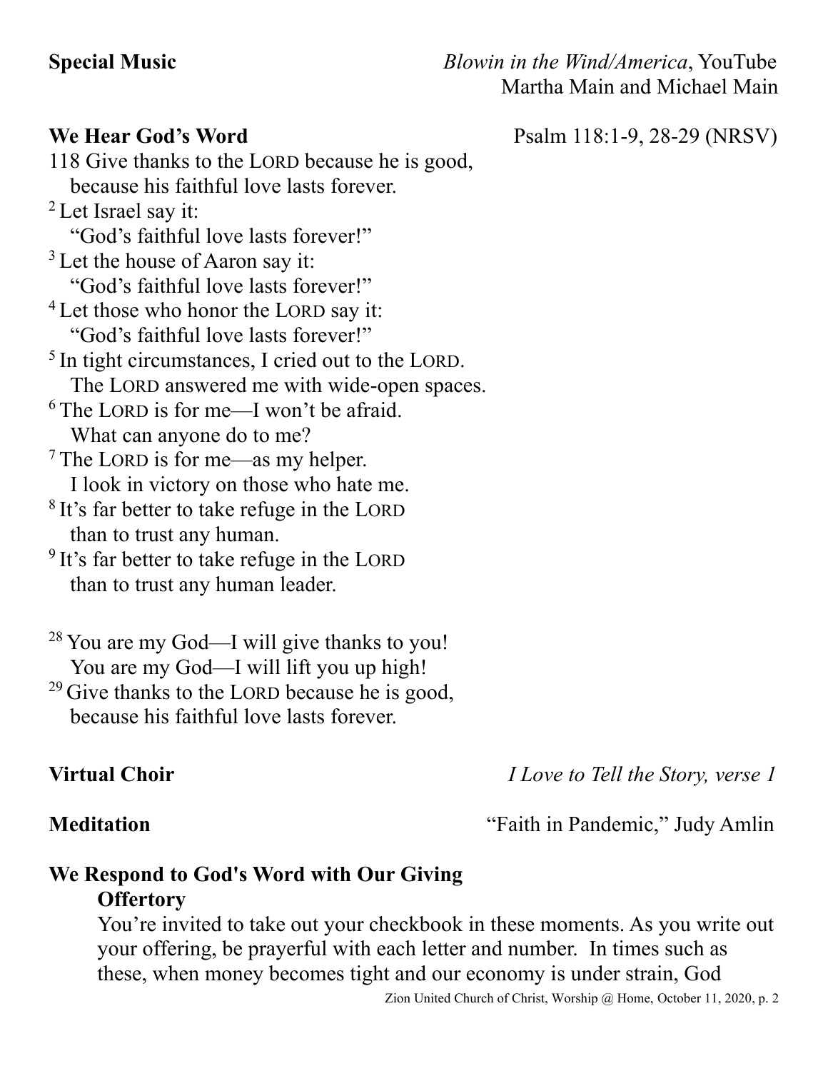**Special Music** *Blowin in the Wind/America*, YouTube
Martha Main and Michael Main

**We Hear God's Word** Psalm 118:1-9, 28-29 (NRSV)

118 Give thanks to the LORD because he is good,
because his faithful love lasts forever.
[2] Let Israel say it:
"God's faithful love lasts forever!"
[3] Let the house of Aaron say it:
"God's faithful love lasts forever!"
[4] Let those who honor the LORD say it:
"God's faithful love lasts forever!"
[5] In tight circumstances, I cried out to the LORD.
The LORD answered me with wide-open spaces.
[6] The LORD is for me—I won't be afraid.
What can anyone do to me?
[7] The LORD is for me—as my helper.
I look in victory on those who hate me.
[8] It's far better to take refuge in the LORD
than to trust any human.
[9] It's far better to take refuge in the LORD
than to trust any human leader.

[28] You are my God—I will give thanks to you!
You are my God—I will lift you up high!
[29] Give thanks to the LORD because he is good,
because his faithful love lasts forever.

**Virtual Choir** *I Love to Tell the Story, verse 1*

**Meditation** "Faith in Pandemic," Judy Amlin

**We Respond to God's Word with Our Giving**

**Offertory**

You're invited to take out your checkbook in these moments. As you write out your offering, be prayerful with each letter and number. In times such as these, when money becomes tight and our economy is under strain, God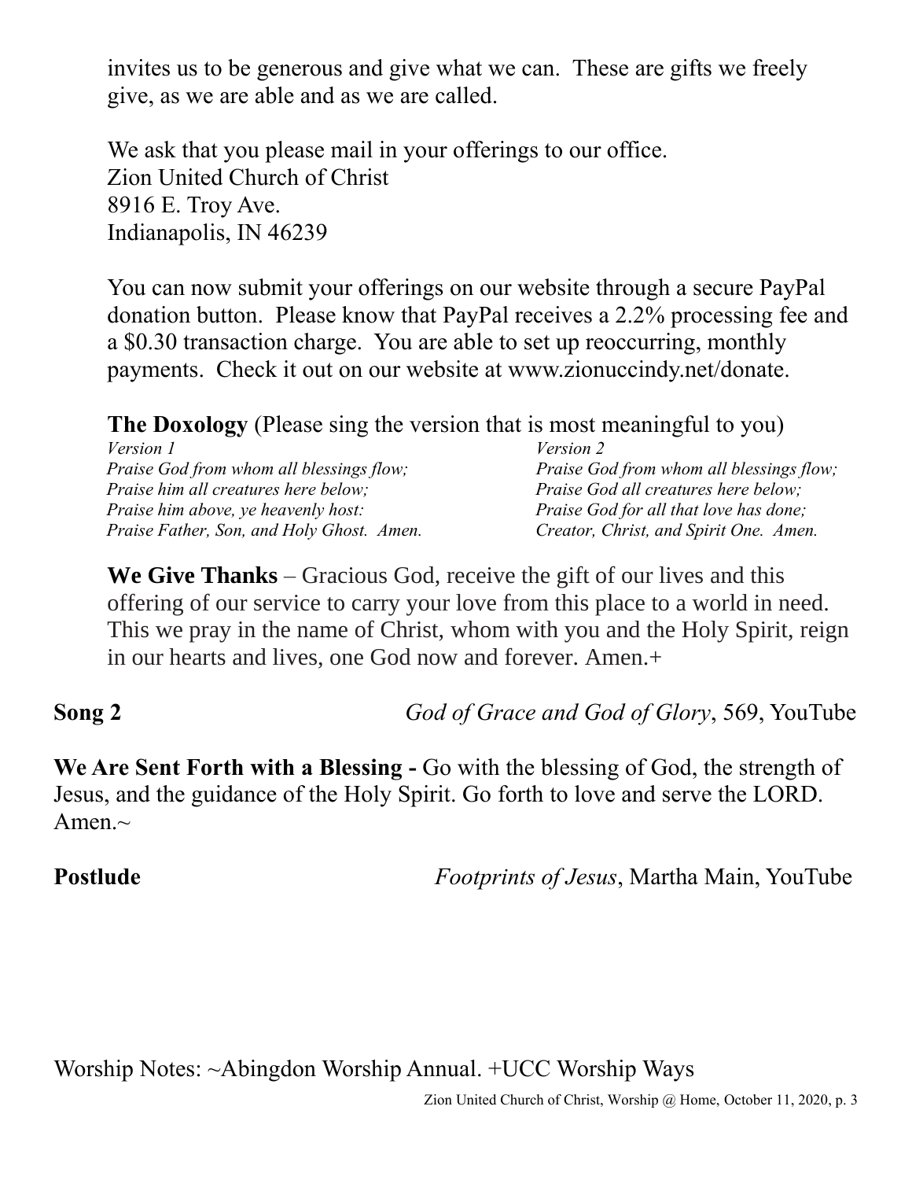invites us to be generous and give what we can. These are gifts we freely give, as we are able and as we are called.

We ask that you please mail in your offerings to our office.
Zion United Church of Christ
8916 E. Troy Ave.
Indianapolis, IN 46239

You can now submit your offerings on our website through a secure PayPal donation button. Please know that PayPal receives a 2.2% processing fee and a $0.30 transaction charge. You are able to set up reoccurring, monthly payments. Check it out on our website at www.zionuccindy.net/donate.

**The Doxology** (Please sing the version that is most meaningful to you)

*Version 1*
*Praise God from whom all blessings flow;*
*Praise him all creatures here below;*
*Praise him above, ye heavenly host:*
*Praise Father, Son, and Holy Ghost. Amen.*

*Version 2*
*Praise God from whom all blessings flow;*
*Praise God all creatures here below;*
*Praise God for all that love has done;*
*Creator, Christ, and Spirit One. Amen.*

**We Give Thanks** – Gracious God, receive the gift of our lives and this offering of our service to carry your love from this place to a world in need. This we pray in the name of Christ, whom with you and the Holy Spirit, reign in our hearts and lives, one God now and forever. Amen.+

**Song 2** *God of Grace and God of Glory*, 569, YouTube

**We Are Sent Forth with a Blessing -** Go with the blessing of God, the strength of Jesus, and the guidance of the Holy Spirit. Go forth to love and serve the LORD. Amen.~

**Postlude** *Footprints of Jesus*, Martha Main, YouTube

Worship Notes: ~Abingdon Worship Annual. +UCC Worship Ways